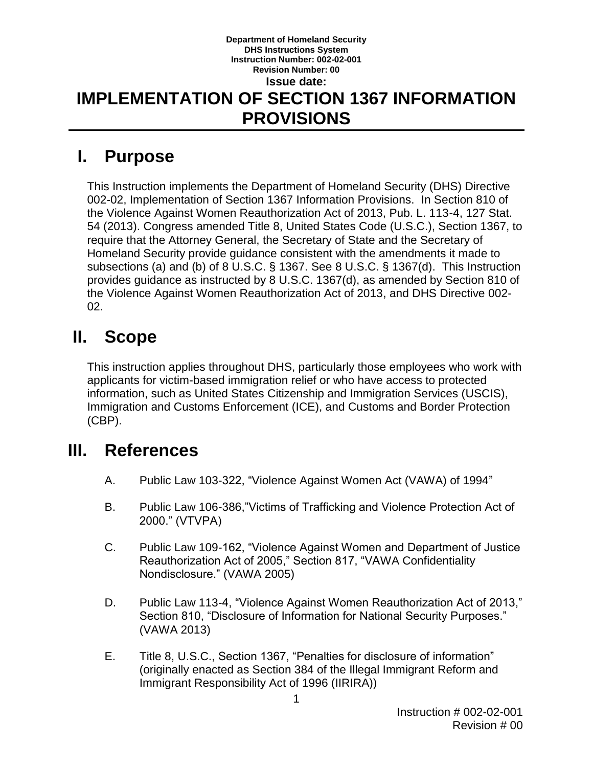**Department of Homeland Security**
**DHS Instructions System**
**Instruction Number: 002-02-001**
**Revision Number: 00**
**Issue date:**

# IMPLEMENTATION OF SECTION 1367 INFORMATION PROVISIONS

## I. Purpose

This Instruction implements the Department of Homeland Security (DHS) Directive 002-02, Implementation of Section 1367 Information Provisions. In Section 810 of the Violence Against Women Reauthorization Act of 2013, Pub. L. 113-4, 127 Stat. 54 (2013). Congress amended Title 8, United States Code (U.S.C.), Section 1367, to require that the Attorney General, the Secretary of State and the Secretary of Homeland Security provide guidance consistent with the amendments it made to subsections (a) and (b) of 8 U.S.C. § 1367. See 8 U.S.C. § 1367(d). This Instruction provides guidance as instructed by 8 U.S.C. 1367(d), as amended by Section 810 of the Violence Against Women Reauthorization Act of 2013, and DHS Directive 002-02.

## II. Scope

This instruction applies throughout DHS, particularly those employees who work with applicants for victim-based immigration relief or who have access to protected information, such as United States Citizenship and Immigration Services (USCIS), Immigration and Customs Enforcement (ICE), and Customs and Border Protection (CBP).

## III. References

A. Public Law 103-322, "Violence Against Women Act (VAWA) of 1994"

B. Public Law 106-386,"Victims of Trafficking and Violence Protection Act of 2000." (VTVPA)

C. Public Law 109-162, "Violence Against Women and Department of Justice Reauthorization Act of 2005," Section 817, "VAWA Confidentiality Nondisclosure." (VAWA 2005)

D. Public Law 113-4, "Violence Against Women Reauthorization Act of 2013," Section 810, "Disclosure of Information for National Security Purposes." (VAWA 2013)

E. Title 8, U.S.C., Section 1367, "Penalties for disclosure of information" (originally enacted as Section 384 of the Illegal Immigrant Reform and Immigrant Responsibility Act of 1996 (IIRIRA))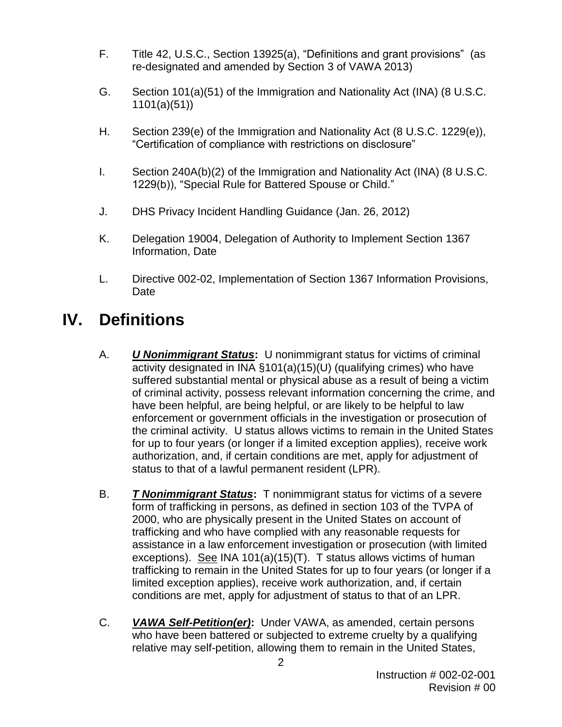F. Title 42, U.S.C., Section 13925(a), "Definitions and grant provisions" (as re-designated and amended by Section 3 of VAWA 2013)

G. Section 101(a)(51) of the Immigration and Nationality Act (INA) (8 U.S.C. 1101(a)(51))

H. Section 239(e) of the Immigration and Nationality Act (8 U.S.C. 1229(e)), "Certification of compliance with restrictions on disclosure"

I. Section 240A(b)(2) of the Immigration and Nationality Act (INA) (8 U.S.C. 1229(b)), "Special Rule for Battered Spouse or Child."

J. DHS Privacy Incident Handling Guidance (Jan. 26, 2012)

K. Delegation 19004, Delegation of Authority to Implement Section 1367 Information, Date

L. Directive 002-02, Implementation of Section 1367 Information Provisions, Date

# IV. Definitions

A. ***U Nonimmigrant Status*:** U nonimmigrant status for victims of criminal activity designated in INA §101(a)(15)(U) (qualifying crimes) who have suffered substantial mental or physical abuse as a result of being a victim of criminal activity, possess relevant information concerning the crime, and have been helpful, are being helpful, or are likely to be helpful to law enforcement or government officials in the investigation or prosecution of the criminal activity. U status allows victims to remain in the United States for up to four years (or longer if a limited exception applies), receive work authorization, and, if certain conditions are met, apply for adjustment of status to that of a lawful permanent resident (LPR).

B. ***T Nonimmigrant Status*:** T nonimmigrant status for victims of a severe form of trafficking in persons, as defined in section 103 of the TVPA of 2000, who are physically present in the United States on account of trafficking and who have complied with any reasonable requests for assistance in a law enforcement investigation or prosecution (with limited exceptions). See INA 101(a)(15)(T). T status allows victims of human trafficking to remain in the United States for up to four years (or longer if a limited exception applies), receive work authorization, and, if certain conditions are met, apply for adjustment of status to that of an LPR.

C. ***VAWA Self-Petition(er)*:** Under VAWA, as amended, certain persons who have been battered or subjected to extreme cruelty by a qualifying relative may self-petition, allowing them to remain in the United States,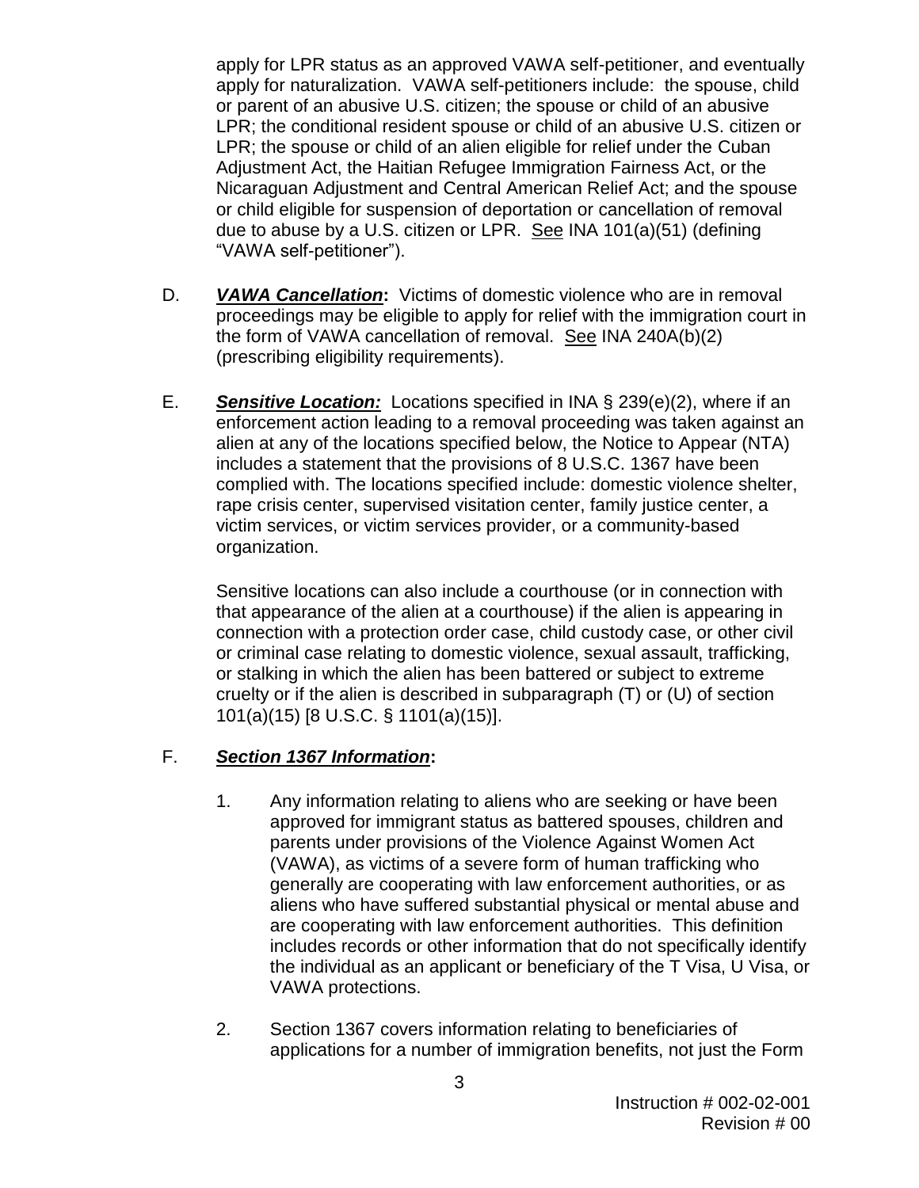apply for LPR status as an approved VAWA self-petitioner, and eventually apply for naturalization. VAWA self-petitioners include: the spouse, child or parent of an abusive U.S. citizen; the spouse or child of an abusive LPR; the conditional resident spouse or child of an abusive U.S. citizen or LPR; the spouse or child of an alien eligible for relief under the Cuban Adjustment Act, the Haitian Refugee Immigration Fairness Act, or the Nicaraguan Adjustment and Central American Relief Act; and the spouse or child eligible for suspension of deportation or cancellation of removal due to abuse by a U.S. citizen or LPR. See INA 101(a)(51) (defining "VAWA self-petitioner").

D. ***VAWA Cancellation*:** Victims of domestic violence who are in removal proceedings may be eligible to apply for relief with the immigration court in the form of VAWA cancellation of removal. See INA 240A(b)(2) (prescribing eligibility requirements).

E. ***Sensitive Location:*** Locations specified in INA § 239(e)(2), where if an enforcement action leading to a removal proceeding was taken against an alien at any of the locations specified below, the Notice to Appear (NTA) includes a statement that the provisions of 8 U.S.C. 1367 have been complied with. The locations specified include: domestic violence shelter, rape crisis center, supervised visitation center, family justice center, a victim services, or victim services provider, or a community-based organization.

Sensitive locations can also include a courthouse (or in connection with that appearance of the alien at a courthouse) if the alien is appearing in connection with a protection order case, child custody case, or other civil or criminal case relating to domestic violence, sexual assault, trafficking, or stalking in which the alien has been battered or subject to extreme cruelty or if the alien is described in subparagraph (T) or (U) of section 101(a)(15) [8 U.S.C. § 1101(a)(15)].

F. ***Section 1367 Information*:**

1. Any information relating to aliens who are seeking or have been approved for immigrant status as battered spouses, children and parents under provisions of the Violence Against Women Act (VAWA), as victims of a severe form of human trafficking who generally are cooperating with law enforcement authorities, or as aliens who have suffered substantial physical or mental abuse and are cooperating with law enforcement authorities. This definition includes records or other information that do not specifically identify the individual as an applicant or beneficiary of the T Visa, U Visa, or VAWA protections.

2. Section 1367 covers information relating to beneficiaries of applications for a number of immigration benefits, not just the Form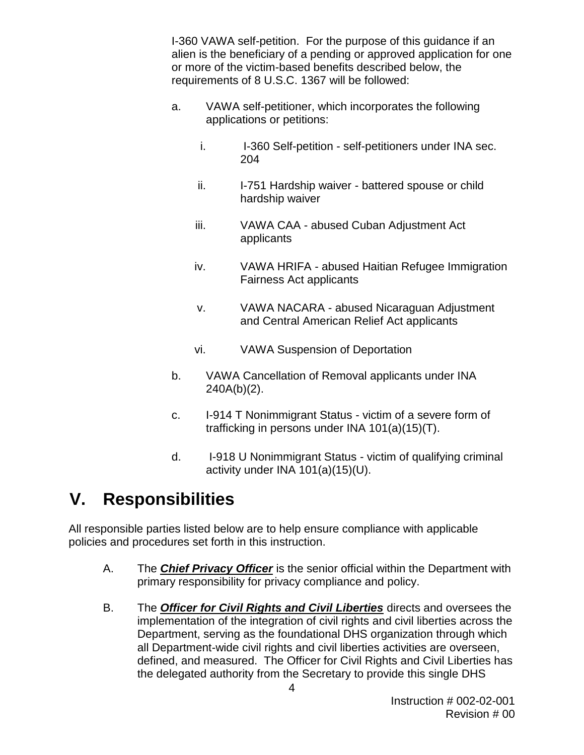I-360 VAWA self-petition. For the purpose of this guidance if an alien is the beneficiary of a pending or approved application for one or more of the victim-based benefits described below, the requirements of 8 U.S.C. 1367 will be followed:

a. VAWA self-petitioner, which incorporates the following applications or petitions:

   i. I-360 Self-petition - self-petitioners under INA sec. 204

   ii. I-751 Hardship waiver - battered spouse or child hardship waiver

   iii. VAWA CAA - abused Cuban Adjustment Act applicants

   iv. VAWA HRIFA - abused Haitian Refugee Immigration Fairness Act applicants

   v. VAWA NACARA - abused Nicaraguan Adjustment and Central American Relief Act applicants

   vi. VAWA Suspension of Deportation

b. VAWA Cancellation of Removal applicants under INA 240A(b)(2).

c. I-914 T Nonimmigrant Status - victim of a severe form of trafficking in persons under INA 101(a)(15)(T).

d. I-918 U Nonimmigrant Status - victim of qualifying criminal activity under INA 101(a)(15)(U).

# V. Responsibilities

All responsible parties listed below are to help ensure compliance with applicable policies and procedures set forth in this instruction.

A. The ***Chief Privacy Officer*** is the senior official within the Department with primary responsibility for privacy compliance and policy.

B. The ***Officer for Civil Rights and Civil Liberties*** directs and oversees the implementation of the integration of civil rights and civil liberties across the Department, serving as the foundational DHS organization through which all Department-wide civil rights and civil liberties activities are overseen, defined, and measured. The Officer for Civil Rights and Civil Liberties has the delegated authority from the Secretary to provide this single DHS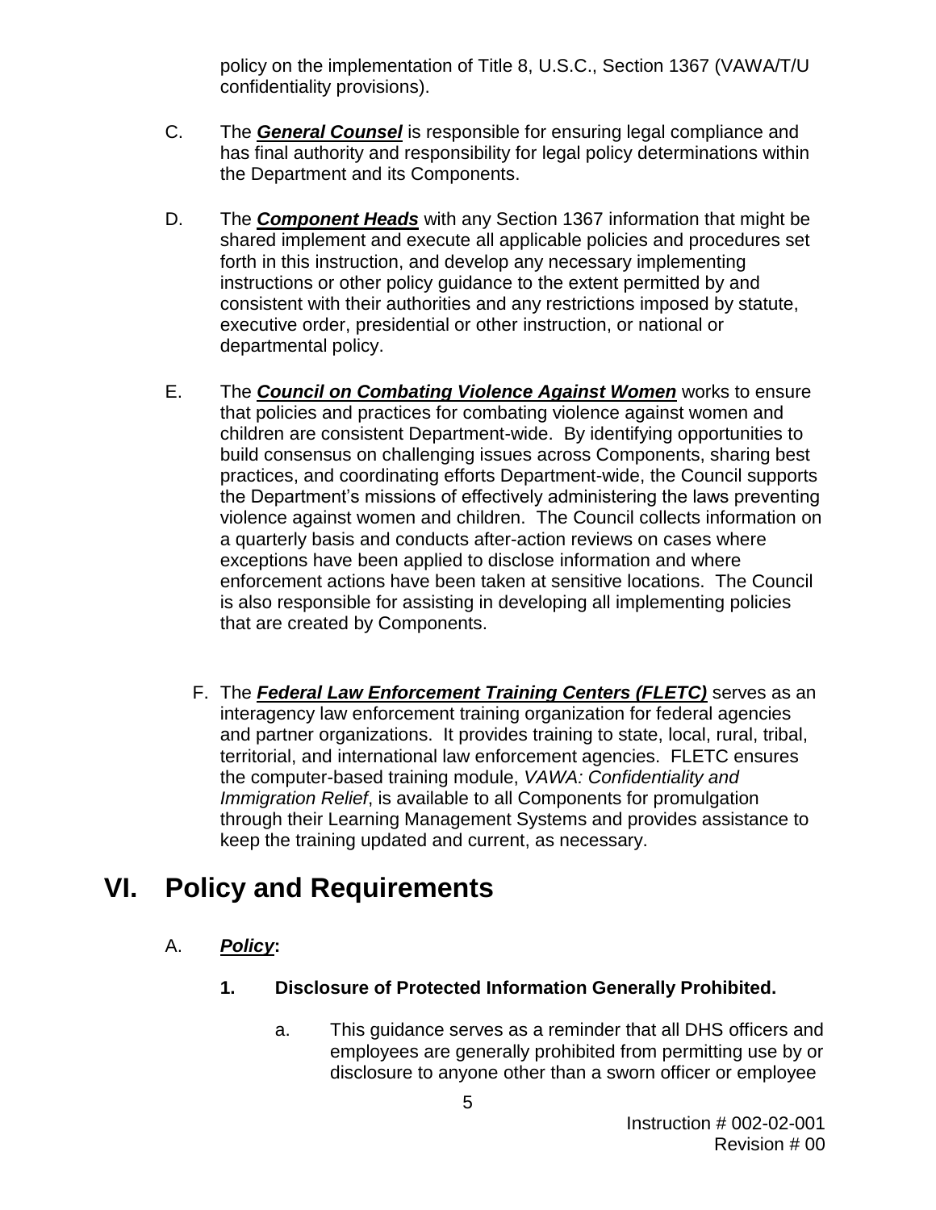policy on the implementation of Title 8, U.S.C., Section 1367 (VAWA/T/U confidentiality provisions).

C. The ***General Counsel*** is responsible for ensuring legal compliance and has final authority and responsibility for legal policy determinations within the Department and its Components.

D. The ***Component Heads*** with any Section 1367 information that might be shared implement and execute all applicable policies and procedures set forth in this instruction, and develop any necessary implementing instructions or other policy guidance to the extent permitted by and consistent with their authorities and any restrictions imposed by statute, executive order, presidential or other instruction, or national or departmental policy.

E. The ***Council on Combating Violence Against Women*** works to ensure that policies and practices for combating violence against women and children are consistent Department-wide. By identifying opportunities to build consensus on challenging issues across Components, sharing best practices, and coordinating efforts Department-wide, the Council supports the Department's missions of effectively administering the laws preventing violence against women and children. The Council collects information on a quarterly basis and conducts after-action reviews on cases where exceptions have been applied to disclose information and where enforcement actions have been taken at sensitive locations. The Council is also responsible for assisting in developing all implementing policies that are created by Components.

F. The ***Federal Law Enforcement Training Centers (FLETC)*** serves as an interagency law enforcement training organization for federal agencies and partner organizations. It provides training to state, local, rural, tribal, territorial, and international law enforcement agencies. FLETC ensures the computer-based training module, *VAWA: Confidentiality and Immigration Relief*, is available to all Components for promulgation through their Learning Management Systems and provides assistance to keep the training updated and current, as necessary.

# VI. Policy and Requirements

A. ***Policy*:**

**1. Disclosure of Protected Information Generally Prohibited.**

a. This guidance serves as a reminder that all DHS officers and employees are generally prohibited from permitting use by or disclosure to anyone other than a sworn officer or employee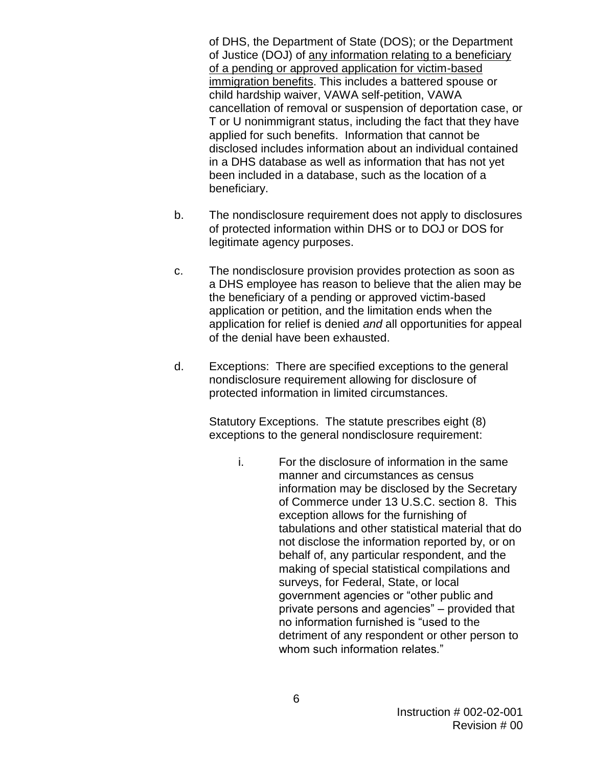of DHS, the Department of State (DOS); or the Department of Justice (DOJ) of <u>any information relating to a beneficiary of a pending or approved application for victim-based immigration benefits</u>. This includes a battered spouse or child hardship waiver, VAWA self-petition, VAWA cancellation of removal or suspension of deportation case, or T or U nonimmigrant status, including the fact that they have applied for such benefits. Information that cannot be disclosed includes information about an individual contained in a DHS database as well as information that has not yet been included in a database, such as the location of a beneficiary.

b. The nondisclosure requirement does not apply to disclosures of protected information within DHS or to DOJ or DOS for legitimate agency purposes.

c. The nondisclosure provision provides protection as soon as a DHS employee has reason to believe that the alien may be the beneficiary of a pending or approved victim-based application or petition, and the limitation ends when the application for relief is denied *and* all opportunities for appeal of the denial have been exhausted.

d. Exceptions: There are specified exceptions to the general nondisclosure requirement allowing for disclosure of protected information in limited circumstances.

Statutory Exceptions. The statute prescribes eight (8) exceptions to the general nondisclosure requirement:

i. For the disclosure of information in the same manner and circumstances as census information may be disclosed by the Secretary of Commerce under 13 U.S.C. section 8. This exception allows for the furnishing of tabulations and other statistical material that do not disclose the information reported by, or on behalf of, any particular respondent, and the making of special statistical compilations and surveys, for Federal, State, or local government agencies or "other public and private persons and agencies" – provided that no information furnished is "used to the detriment of any respondent or other person to whom such information relates."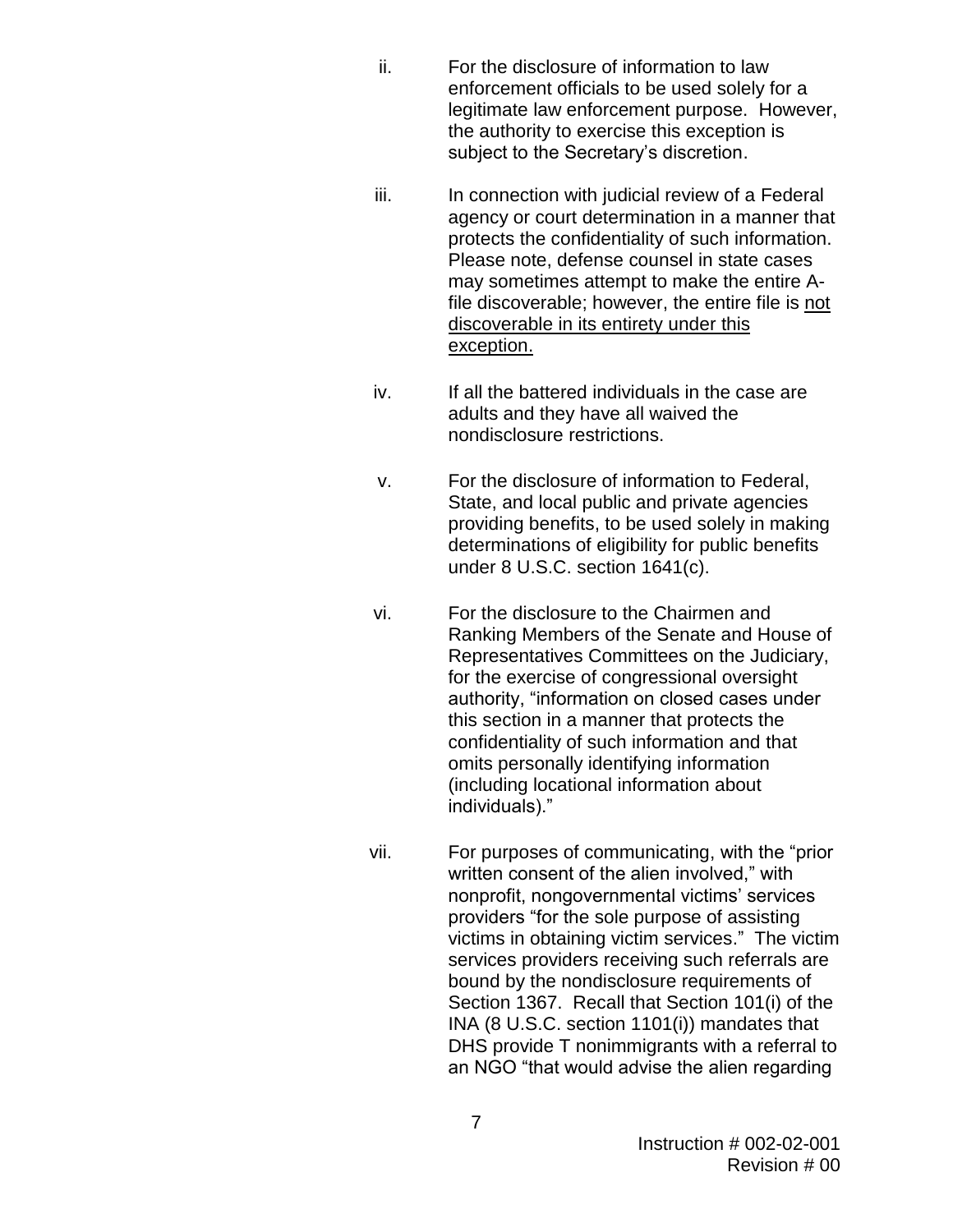ii. For the disclosure of information to law enforcement officials to be used solely for a legitimate law enforcement purpose. However, the authority to exercise this exception is subject to the Secretary's discretion.

iii. In connection with judicial review of a Federal agency or court determination in a manner that protects the confidentiality of such information. Please note, defense counsel in state cases may sometimes attempt to make the entire A-file discoverable; however, the entire file is <u>not discoverable in its entirety under this exception.</u>

iv. If all the battered individuals in the case are adults and they have all waived the nondisclosure restrictions.

v. For the disclosure of information to Federal, State, and local public and private agencies providing benefits, to be used solely in making determinations of eligibility for public benefits under 8 U.S.C. section 1641(c).

vi. For the disclosure to the Chairmen and Ranking Members of the Senate and House of Representatives Committees on the Judiciary, for the exercise of congressional oversight authority, "information on closed cases under this section in a manner that protects the confidentiality of such information and that omits personally identifying information (including locational information about individuals)."

vii. For purposes of communicating, with the "prior written consent of the alien involved," with nonprofit, nongovernmental victims' services providers "for the sole purpose of assisting victims in obtaining victim services." The victim services providers receiving such referrals are bound by the nondisclosure requirements of Section 1367. Recall that Section 101(i) of the INA (8 U.S.C. section 1101(i)) mandates that DHS provide T nonimmigrants with a referral to an NGO "that would advise the alien regarding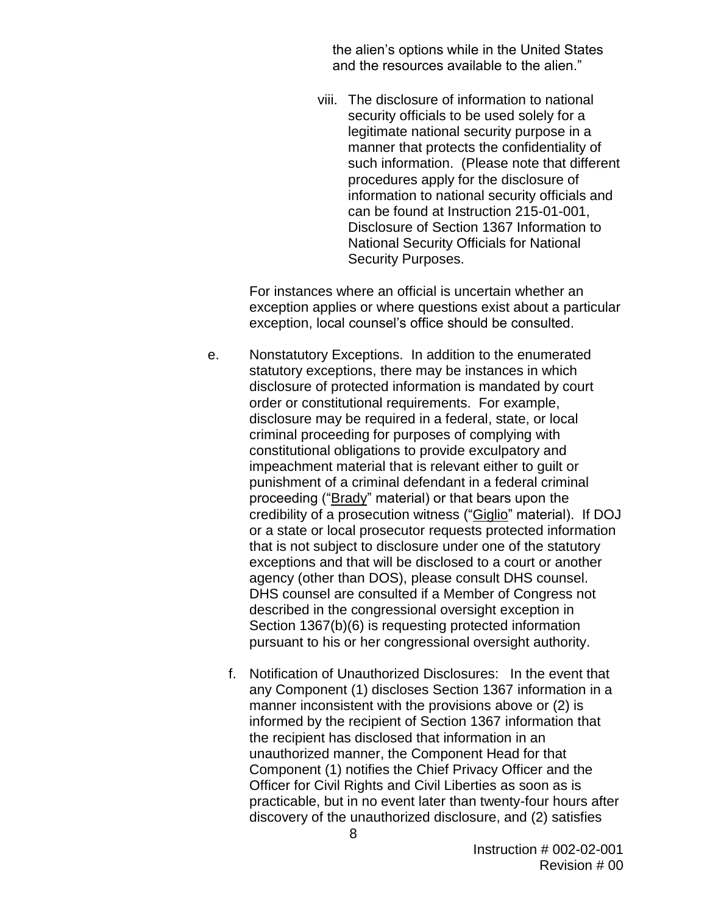the alien's options while in the United States and the resources available to the alien."

viii. The disclosure of information to national security officials to be used solely for a legitimate national security purpose in a manner that protects the confidentiality of such information. (Please note that different procedures apply for the disclosure of information to national security officials and can be found at Instruction 215-01-001, Disclosure of Section 1367 Information to National Security Officials for National Security Purposes.

For instances where an official is uncertain whether an exception applies or where questions exist about a particular exception, local counsel's office should be consulted.

e. Nonstatutory Exceptions. In addition to the enumerated statutory exceptions, there may be instances in which disclosure of protected information is mandated by court order or constitutional requirements. For example, disclosure may be required in a federal, state, or local criminal proceeding for purposes of complying with constitutional obligations to provide exculpatory and impeachment material that is relevant either to guilt or punishment of a criminal defendant in a federal criminal proceeding ("Brady" material) or that bears upon the credibility of a prosecution witness ("Giglio" material). If DOJ or a state or local prosecutor requests protected information that is not subject to disclosure under one of the statutory exceptions and that will be disclosed to a court or another agency (other than DOS), please consult DHS counsel. DHS counsel are consulted if a Member of Congress not described in the congressional oversight exception in Section 1367(b)(6) is requesting protected information pursuant to his or her congressional oversight authority.

f. Notification of Unauthorized Disclosures: In the event that any Component (1) discloses Section 1367 information in a manner inconsistent with the provisions above or (2) is informed by the recipient of Section 1367 information that the recipient has disclosed that information in an unauthorized manner, the Component Head for that Component (1) notifies the Chief Privacy Officer and the Officer for Civil Rights and Civil Liberties as soon as is practicable, but in no event later than twenty-four hours after discovery of the unauthorized disclosure, and (2) satisfies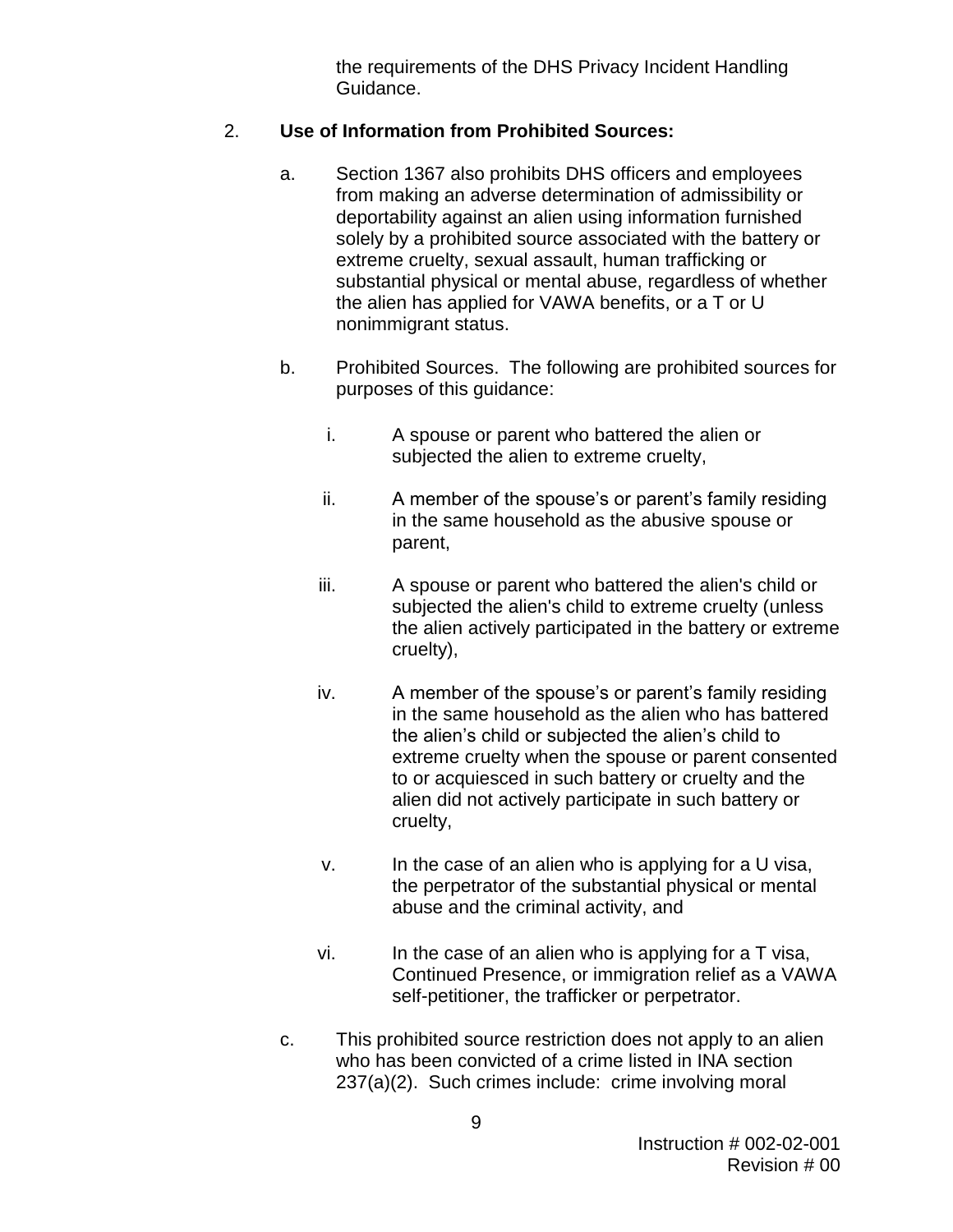the requirements of the DHS Privacy Incident Handling Guidance.

2. **Use of Information from Prohibited Sources:**

   a. Section 1367 also prohibits DHS officers and employees from making an adverse determination of admissibility or deportability against an alien using information furnished solely by a prohibited source associated with the battery or extreme cruelty, sexual assault, human trafficking or substantial physical or mental abuse, regardless of whether the alien has applied for VAWA benefits, or a T or U nonimmigrant status.

   b. Prohibited Sources. The following are prohibited sources for purposes of this guidance:

      i. A spouse or parent who battered the alien or subjected the alien to extreme cruelty,

      ii. A member of the spouse's or parent's family residing in the same household as the abusive spouse or parent,

      iii. A spouse or parent who battered the alien's child or subjected the alien's child to extreme cruelty (unless the alien actively participated in the battery or extreme cruelty),

      iv. A member of the spouse's or parent's family residing in the same household as the alien who has battered the alien's child or subjected the alien's child to extreme cruelty when the spouse or parent consented to or acquiesced in such battery or cruelty and the alien did not actively participate in such battery or cruelty,

      v. In the case of an alien who is applying for a U visa, the perpetrator of the substantial physical or mental abuse and the criminal activity, and

      vi. In the case of an alien who is applying for a T visa, Continued Presence, or immigration relief as a VAWA self-petitioner, the trafficker or perpetrator.

   c. This prohibited source restriction does not apply to an alien who has been convicted of a crime listed in INA section 237(a)(2). Such crimes include: crime involving moral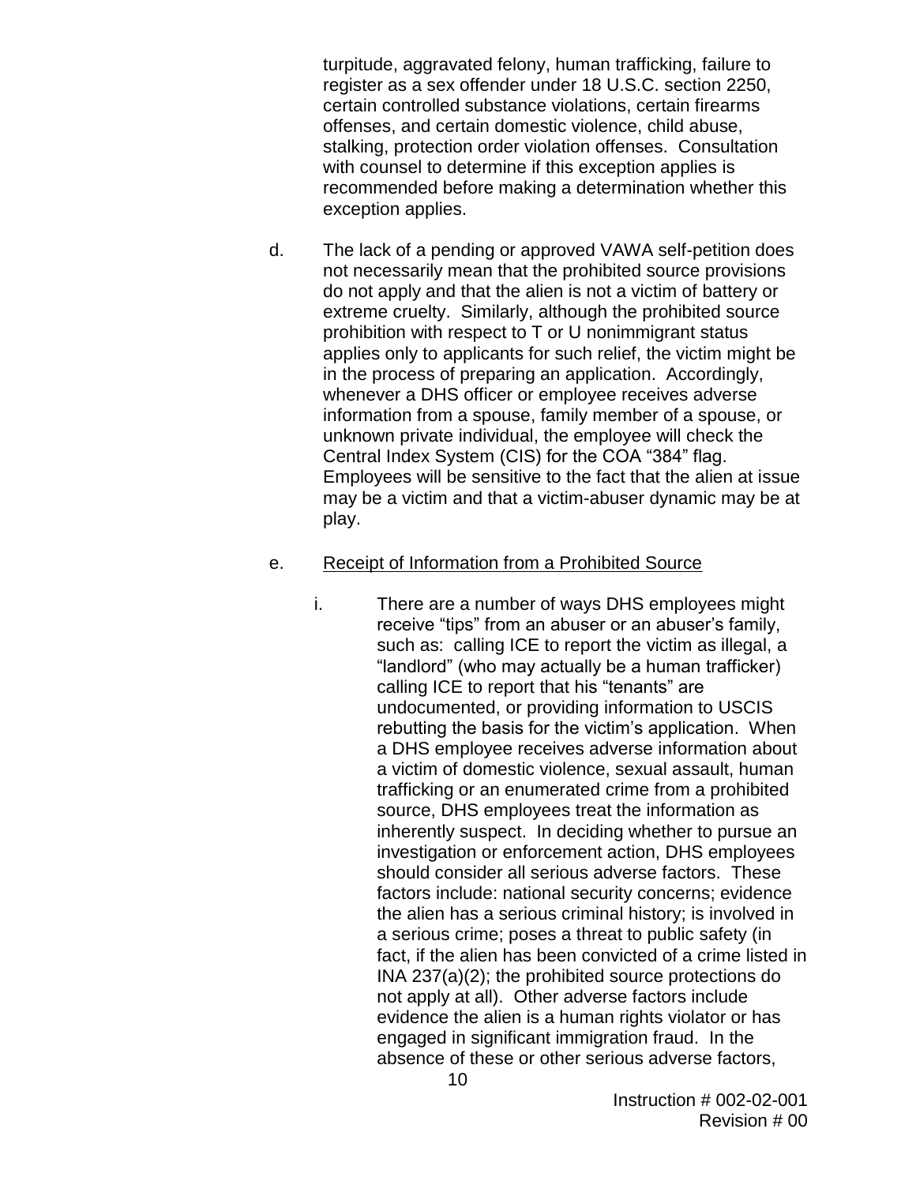turpitude, aggravated felony, human trafficking, failure to register as a sex offender under 18 U.S.C. section 2250, certain controlled substance violations, certain firearms offenses, and certain domestic violence, child abuse, stalking, protection order violation offenses. Consultation with counsel to determine if this exception applies is recommended before making a determination whether this exception applies.

d. The lack of a pending or approved VAWA self-petition does not necessarily mean that the prohibited source provisions do not apply and that the alien is not a victim of battery or extreme cruelty. Similarly, although the prohibited source prohibition with respect to T or U nonimmigrant status applies only to applicants for such relief, the victim might be in the process of preparing an application. Accordingly, whenever a DHS officer or employee receives adverse information from a spouse, family member of a spouse, or unknown private individual, the employee will check the Central Index System (CIS) for the COA “384” flag. Employees will be sensitive to the fact that the alien at issue may be a victim and that a victim-abuser dynamic may be at play.

e. <u>Receipt of Information from a Prohibited Source</u>

i. There are a number of ways DHS employees might receive “tips” from an abuser or an abuser’s family, such as: calling ICE to report the victim as illegal, a “landlord” (who may actually be a human trafficker) calling ICE to report that his “tenants” are undocumented, or providing information to USCIS rebutting the basis for the victim’s application. When a DHS employee receives adverse information about a victim of domestic violence, sexual assault, human trafficking or an enumerated crime from a prohibited source, DHS employees treat the information as inherently suspect. In deciding whether to pursue an investigation or enforcement action, DHS employees should consider all serious adverse factors. These factors include: national security concerns; evidence the alien has a serious criminal history; is involved in a serious crime; poses a threat to public safety (in fact, if the alien has been convicted of a crime listed in INA 237(a)(2); the prohibited source protections do not apply at all). Other adverse factors include evidence the alien is a human rights violator or has engaged in significant immigration fraud. In the absence of these or other serious adverse factors,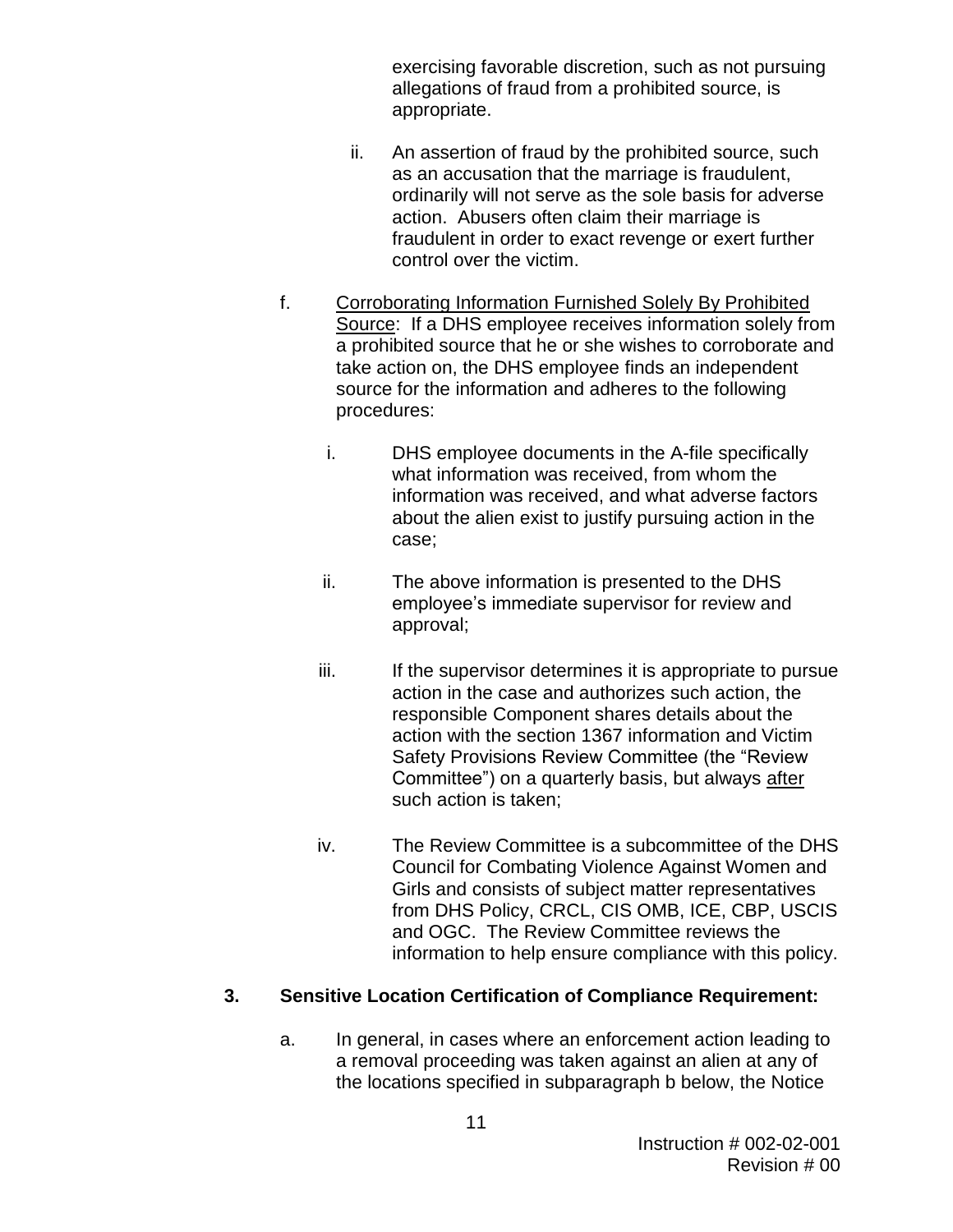exercising favorable discretion, such as not pursuing allegations of fraud from a prohibited source, is appropriate.

ii. An assertion of fraud by the prohibited source, such as an accusation that the marriage is fraudulent, ordinarily will not serve as the sole basis for adverse action. Abusers often claim their marriage is fraudulent in order to exact revenge or exert further control over the victim.

f. Corroborating Information Furnished Solely By Prohibited Source: If a DHS employee receives information solely from a prohibited source that he or she wishes to corroborate and take action on, the DHS employee finds an independent source for the information and adheres to the following procedures:

i. DHS employee documents in the A-file specifically what information was received, from whom the information was received, and what adverse factors about the alien exist to justify pursuing action in the case;

ii. The above information is presented to the DHS employee's immediate supervisor for review and approval;

iii. If the supervisor determines it is appropriate to pursue action in the case and authorizes such action, the responsible Component shares details about the action with the section 1367 information and Victim Safety Provisions Review Committee (the "Review Committee") on a quarterly basis, but always after such action is taken;

iv. The Review Committee is a subcommittee of the DHS Council for Combating Violence Against Women and Girls and consists of subject matter representatives from DHS Policy, CRCL, CIS OMB, ICE, CBP, USCIS and OGC. The Review Committee reviews the information to help ensure compliance with this policy.

**3. Sensitive Location Certification of Compliance Requirement:**

a. In general, in cases where an enforcement action leading to a removal proceeding was taken against an alien at any of the locations specified in subparagraph b below, the Notice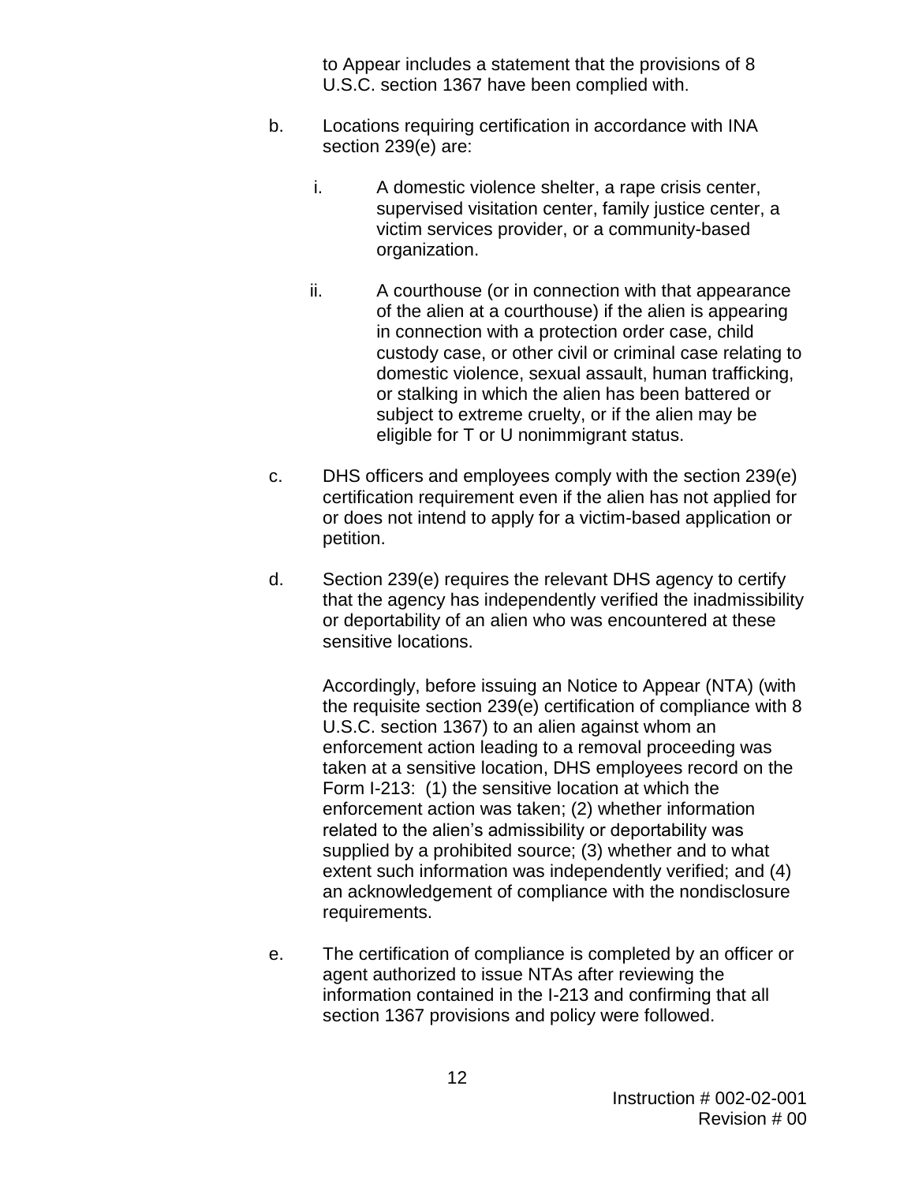to Appear includes a statement that the provisions of 8 U.S.C. section 1367 have been complied with.

b. Locations requiring certification in accordance with INA section 239(e) are:

   i. A domestic violence shelter, a rape crisis center, supervised visitation center, family justice center, a victim services provider, or a community-based organization.

   ii. A courthouse (or in connection with that appearance of the alien at a courthouse) if the alien is appearing in connection with a protection order case, child custody case, or other civil or criminal case relating to domestic violence, sexual assault, human trafficking, or stalking in which the alien has been battered or subject to extreme cruelty, or if the alien may be eligible for T or U nonimmigrant status.

c. DHS officers and employees comply with the section 239(e) certification requirement even if the alien has not applied for or does not intend to apply for a victim-based application or petition.

d. Section 239(e) requires the relevant DHS agency to certify that the agency has independently verified the inadmissibility or deportability of an alien who was encountered at these sensitive locations.

   Accordingly, before issuing an Notice to Appear (NTA) (with the requisite section 239(e) certification of compliance with 8 U.S.C. section 1367) to an alien against whom an enforcement action leading to a removal proceeding was taken at a sensitive location, DHS employees record on the Form I-213: (1) the sensitive location at which the enforcement action was taken; (2) whether information related to the alien's admissibility or deportability was supplied by a prohibited source; (3) whether and to what extent such information was independently verified; and (4) an acknowledgement of compliance with the nondisclosure requirements.

e. The certification of compliance is completed by an officer or agent authorized to issue NTAs after reviewing the information contained in the I-213 and confirming that all section 1367 provisions and policy were followed.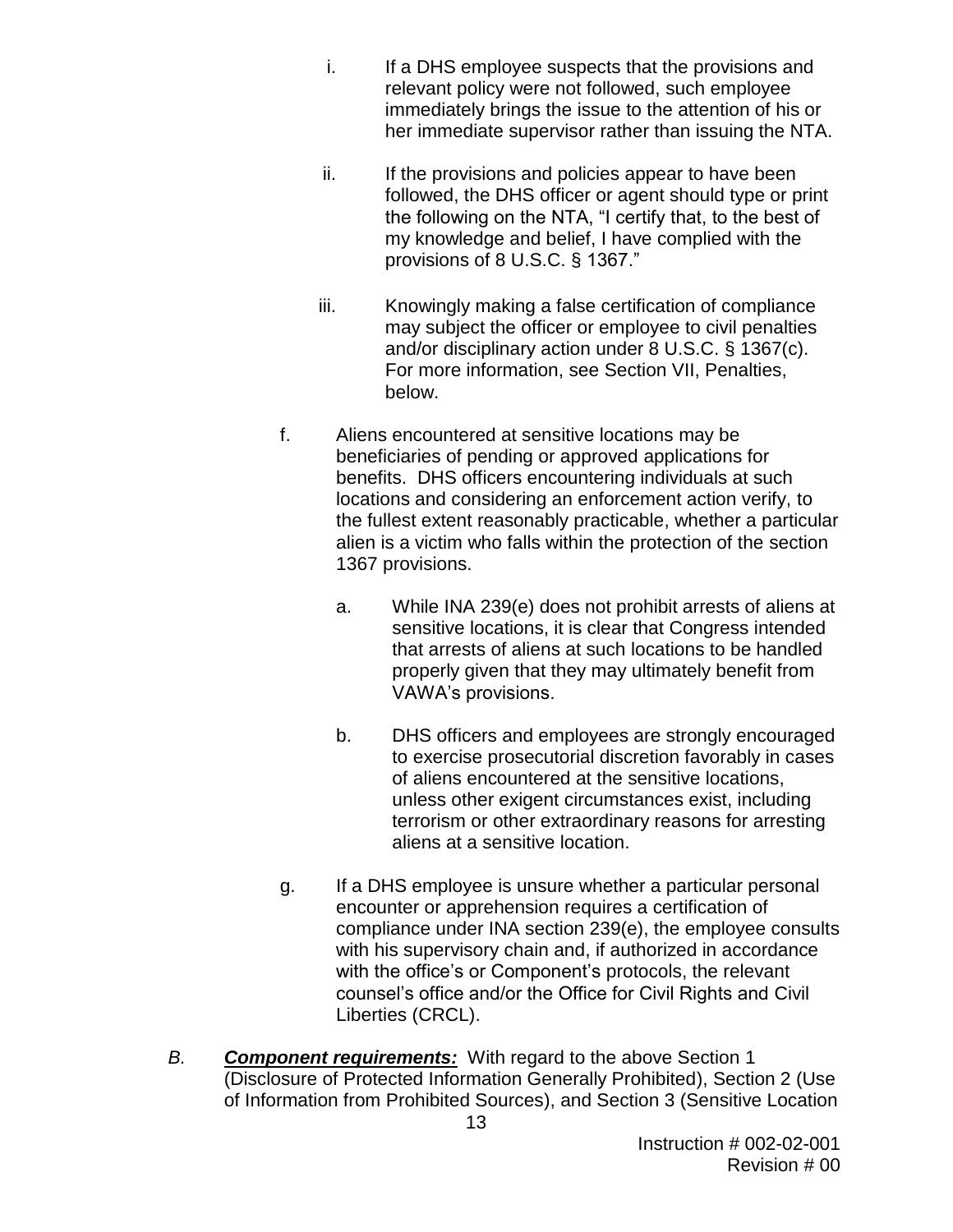i. If a DHS employee suspects that the provisions and relevant policy were not followed, such employee immediately brings the issue to the attention of his or her immediate supervisor rather than issuing the NTA.

ii. If the provisions and policies appear to have been followed, the DHS officer or agent should type or print the following on the NTA, "I certify that, to the best of my knowledge and belief, I have complied with the provisions of 8 U.S.C. § 1367."

iii. Knowingly making a false certification of compliance may subject the officer or employee to civil penalties and/or disciplinary action under 8 U.S.C. § 1367(c). For more information, see Section VII, Penalties, below.

f. Aliens encountered at sensitive locations may be beneficiaries of pending or approved applications for benefits. DHS officers encountering individuals at such locations and considering an enforcement action verify, to the fullest extent reasonably practicable, whether a particular alien is a victim who falls within the protection of the section 1367 provisions.

   a. While INA 239(e) does not prohibit arrests of aliens at sensitive locations, it is clear that Congress intended that arrests of aliens at such locations to be handled properly given that they may ultimately benefit from VAWA's provisions.

   b. DHS officers and employees are strongly encouraged to exercise prosecutorial discretion favorably in cases of aliens encountered at the sensitive locations, unless other exigent circumstances exist, including terrorism or other extraordinary reasons for arresting aliens at a sensitive location.

g. If a DHS employee is unsure whether a particular personal encounter or apprehension requires a certification of compliance under INA section 239(e), the employee consults with his supervisory chain and, if authorized in accordance with the office's or Component's protocols, the relevant counsel's office and/or the Office for Civil Rights and Civil Liberties (CRCL).

*B.* ***Component requirements:*** With regard to the above Section 1 (Disclosure of Protected Information Generally Prohibited), Section 2 (Use of Information from Prohibited Sources), and Section 3 (Sensitive Location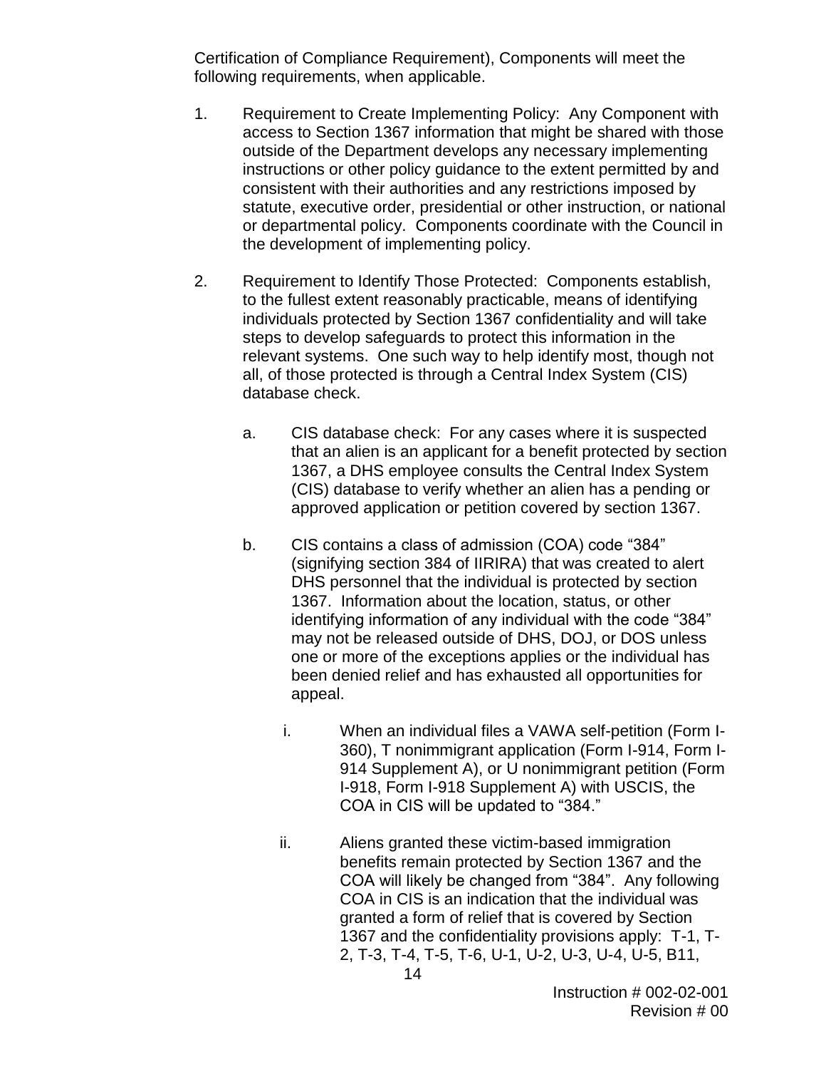Certification of Compliance Requirement), Components will meet the following requirements, when applicable.

1. Requirement to Create Implementing Policy: Any Component with access to Section 1367 information that might be shared with those outside of the Department develops any necessary implementing instructions or other policy guidance to the extent permitted by and consistent with their authorities and any restrictions imposed by statute, executive order, presidential or other instruction, or national or departmental policy. Components coordinate with the Council in the development of implementing policy.

2. Requirement to Identify Those Protected: Components establish, to the fullest extent reasonably practicable, means of identifying individuals protected by Section 1367 confidentiality and will take steps to develop safeguards to protect this information in the relevant systems. One such way to help identify most, though not all, of those protected is through a Central Index System (CIS) database check.

    a. CIS database check: For any cases where it is suspected that an alien is an applicant for a benefit protected by section 1367, a DHS employee consults the Central Index System (CIS) database to verify whether an alien has a pending or approved application or petition covered by section 1367.

    b. CIS contains a class of admission (COA) code "384" (signifying section 384 of IIRIRA) that was created to alert DHS personnel that the individual is protected by section 1367. Information about the location, status, or other identifying information of any individual with the code "384" may not be released outside of DHS, DOJ, or DOS unless one or more of the exceptions applies or the individual has been denied relief and has exhausted all opportunities for appeal.

        i. When an individual files a VAWA self-petition (Form I-360), T nonimmigrant application (Form I-914, Form I-914 Supplement A), or U nonimmigrant petition (Form I-918, Form I-918 Supplement A) with USCIS, the COA in CIS will be updated to "384."

        ii. Aliens granted these victim-based immigration benefits remain protected by Section 1367 and the COA will likely be changed from "384". Any following COA in CIS is an indication that the individual was granted a form of relief that is covered by Section 1367 and the confidentiality provisions apply: T-1, T-2, T-3, T-4, T-5, T-6, U-1, U-2, U-3, U-4, U-5, B11,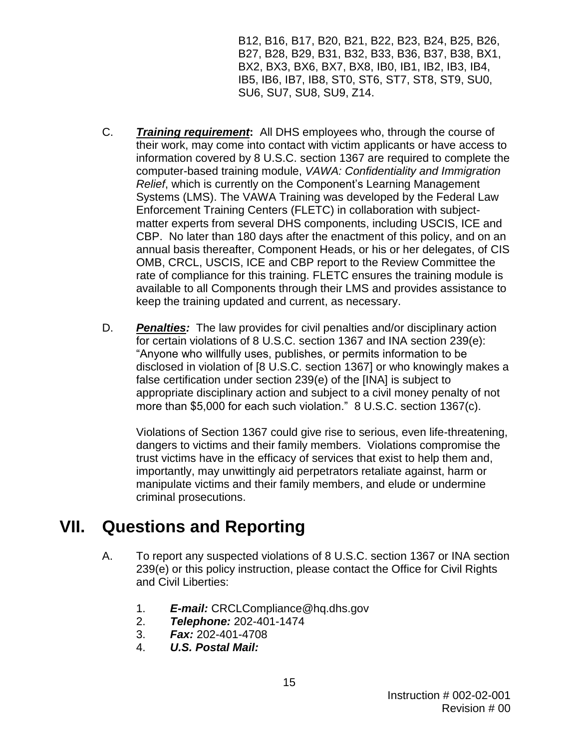B12, B16, B17, B20, B21, B22, B23, B24, B25, B26, B27, B28, B29, B31, B32, B33, B36, B37, B38, BX1, BX2, BX3, BX6, BX7, BX8, IB0, IB1, IB2, IB3, IB4, IB5, IB6, IB7, IB8, ST0, ST6, ST7, ST8, ST9, SU0, SU6, SU7, SU8, SU9, Z14.

C. ***Training requirement*:** All DHS employees who, through the course of their work, may come into contact with victim applicants or have access to information covered by 8 U.S.C. section 1367 are required to complete the computer-based training module, *VAWA: Confidentiality and Immigration Relief*, which is currently on the Component's Learning Management Systems (LMS). The VAWA Training was developed by the Federal Law Enforcement Training Centers (FLETC) in collaboration with subject-matter experts from several DHS components, including USCIS, ICE and CBP. No later than 180 days after the enactment of this policy, and on an annual basis thereafter, Component Heads, or his or her delegates, of CIS OMB, CRCL, USCIS, ICE and CBP report to the Review Committee the rate of compliance for this training. FLETC ensures the training module is available to all Components through their LMS and provides assistance to keep the training updated and current, as necessary.

D. ***Penalties:*** The law provides for civil penalties and/or disciplinary action for certain violations of 8 U.S.C. section 1367 and INA section 239(e): "Anyone who willfully uses, publishes, or permits information to be disclosed in violation of [8 U.S.C. section 1367] or who knowingly makes a false certification under section 239(e) of the [INA] is subject to appropriate disciplinary action and subject to a civil money penalty of not more than $5,000 for each such violation." 8 U.S.C. section 1367(c).

Violations of Section 1367 could give rise to serious, even life-threatening, dangers to victims and their family members. Violations compromise the trust victims have in the efficacy of services that exist to help them and, importantly, may unwittingly aid perpetrators retaliate against, harm or manipulate victims and their family members, and elude or undermine criminal prosecutions.

# VII. Questions and Reporting

A. To report any suspected violations of 8 U.S.C. section 1367 or INA section 239(e) or this policy instruction, please contact the Office for Civil Rights and Civil Liberties:

1. ***E-mail:*** CRCLCompliance@hq.dhs.gov
2. ***Telephone:*** 202-401-1474
3. ***Fax:*** 202-401-4708
4. ***U.S. Postal Mail:***

Instruction # 002-02-001
Revision # 00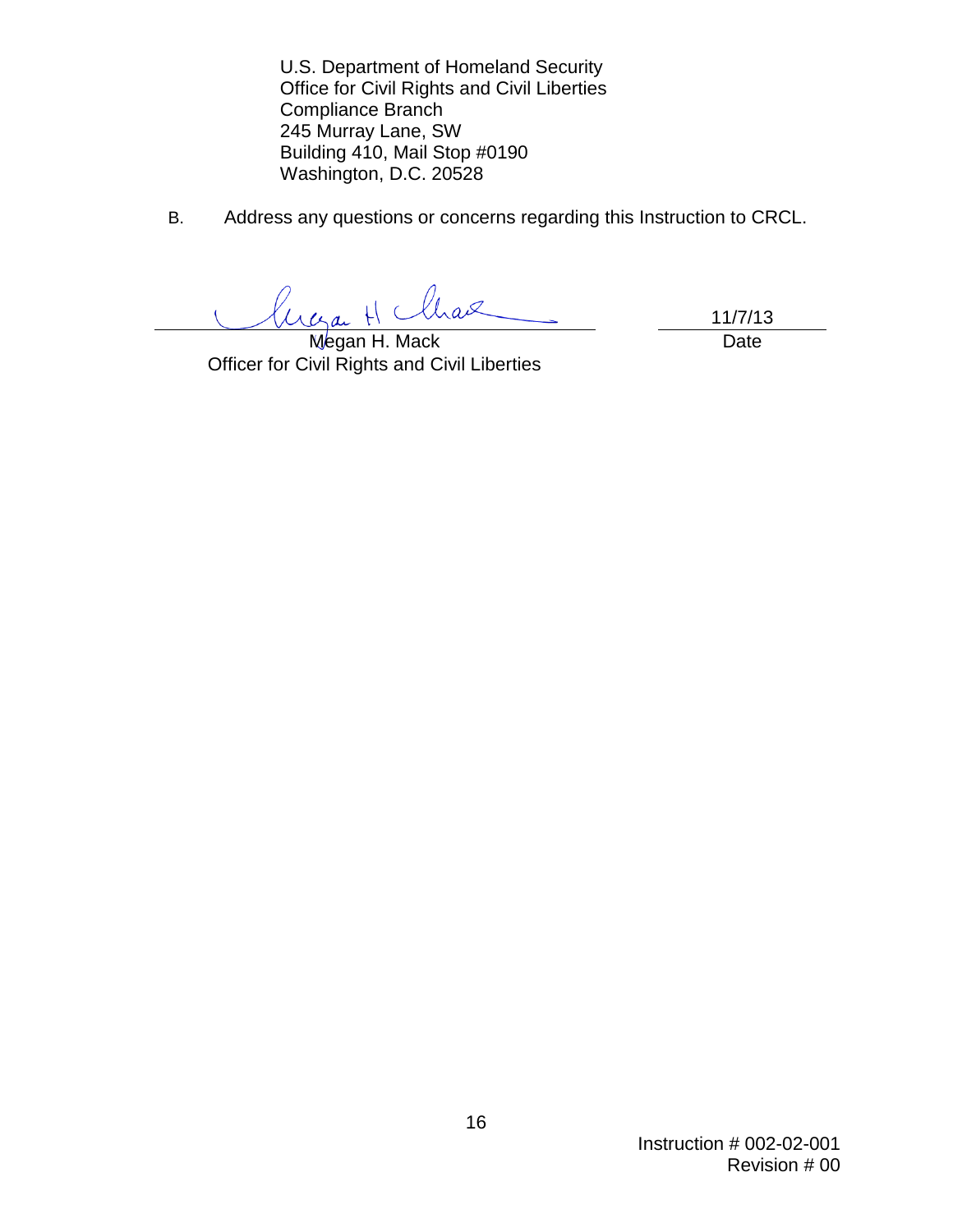U.S. Department of Homeland Security
Office for Civil Rights and Civil Liberties
Compliance Branch
245 Murray Lane, SW
Building 410, Mail Stop #0190
Washington, D.C. 20528

B. Address any questions or concerns regarding this Instruction to CRCL.

Megan H. Mack
Officer for Civil Rights and Civil Liberties

11/7/13
Date

Instruction # 002-02-001
Revision # 00